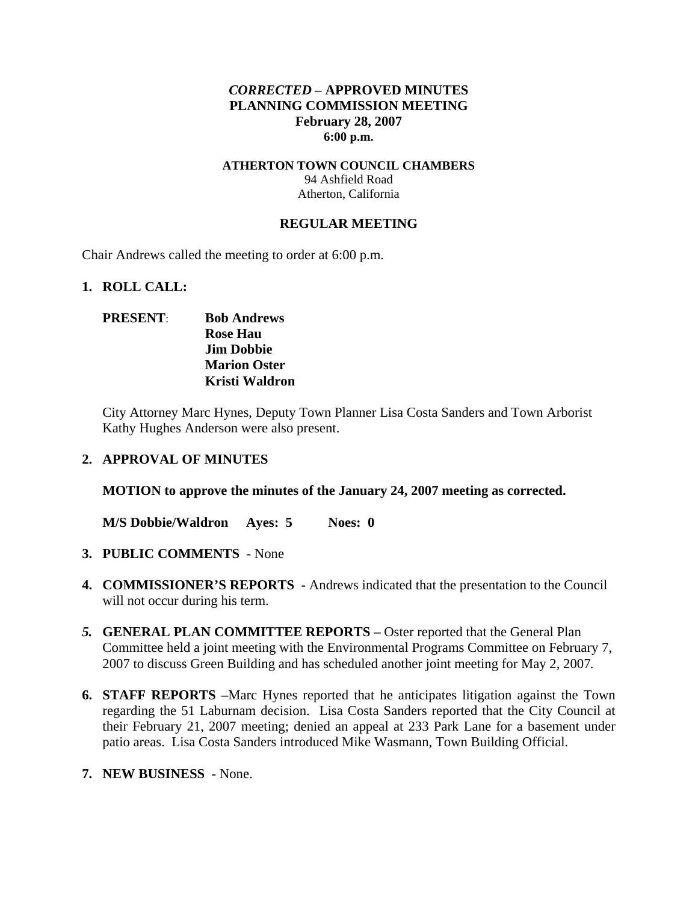# *CORRECTED* – APPROVED MINUTES
# PLANNING COMMISSION MEETING
**February 28, 2007**
**6:00 p.m.**

**ATHERTON TOWN COUNCIL CHAMBERS**
94 Ashfield Road
Atherton, California

## REGULAR MEETING

Chair Andrews called the meeting to order at 6:00 p.m.

**1. ROLL CALL:**

**PRESENT**: **Bob Andrews**
**Rose Hau**
**Jim Dobbie**
**Marion Oster**
**Kristi Waldron**

City Attorney Marc Hynes, Deputy Town Planner Lisa Costa Sanders and Town Arborist Kathy Hughes Anderson were also present.

**2. APPROVAL OF MINUTES**

**MOTION to approve the minutes of the January 24, 2007 meeting as corrected.**

**M/S Dobbie/Waldron Ayes: 5 Noes: 0**

**3. PUBLIC COMMENTS** - None

**4. COMMISSIONER'S REPORTS -** Andrews indicated that the presentation to the Council will not occur during his term.

***5.*** **GENERAL PLAN COMMITTEE REPORTS –** Oster reported that the General Plan Committee held a joint meeting with the Environmental Programs Committee on February 7, 2007 to discuss Green Building and has scheduled another joint meeting for May 2, 2007.

**6. STAFF REPORTS –**Marc Hynes reported that he anticipates litigation against the Town regarding the 51 Laburnam decision. Lisa Costa Sanders reported that the City Council at their February 21, 2007 meeting; denied an appeal at 233 Park Lane for a basement under patio areas. Lisa Costa Sanders introduced Mike Wasmann, Town Building Official.

**7. NEW BUSINESS -** None.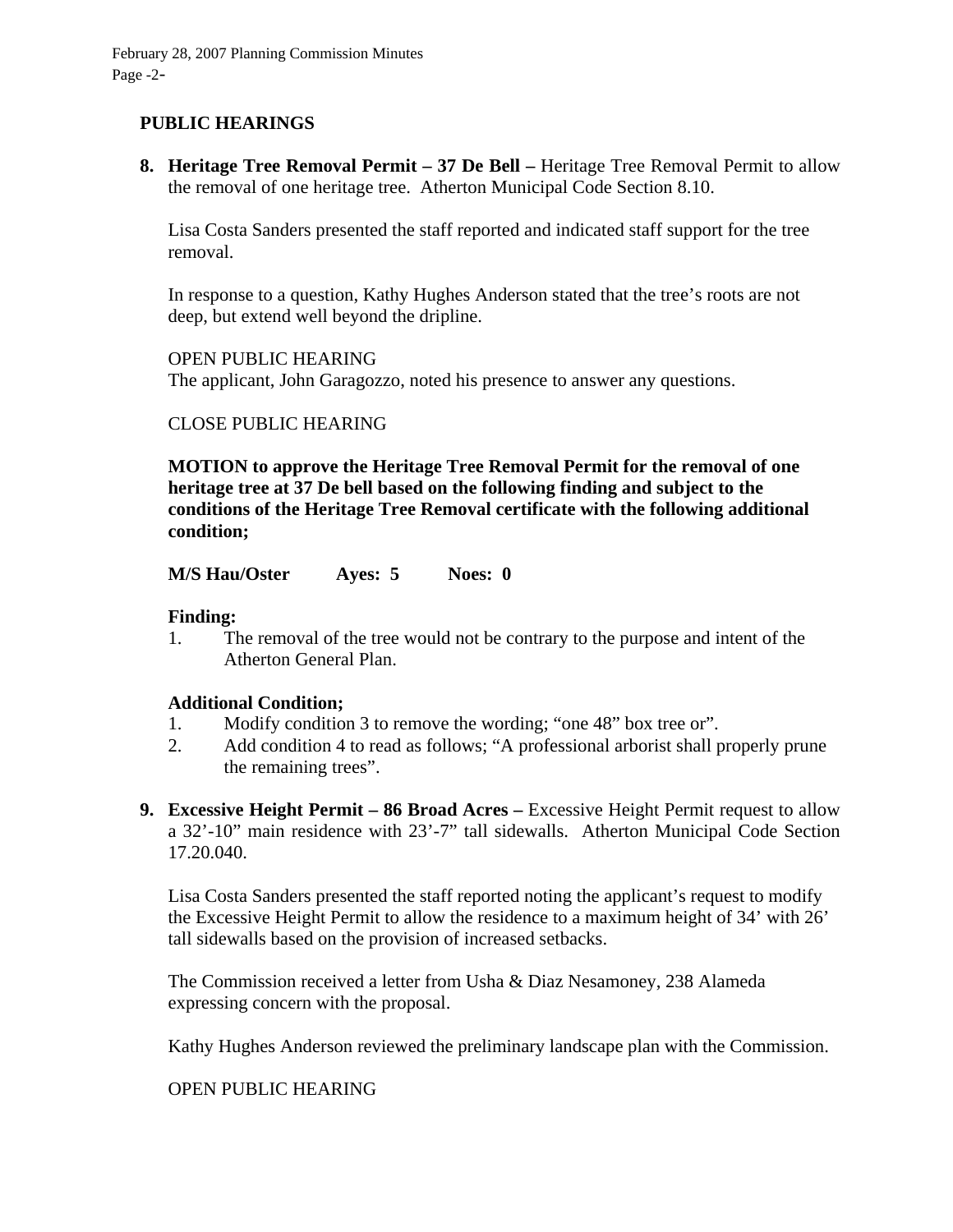## PUBLIC HEARINGS

**8. Heritage Tree Removal Permit – 37 De Bell –** Heritage Tree Removal Permit to allow the removal of one heritage tree. Atherton Municipal Code Section 8.10.

Lisa Costa Sanders presented the staff reported and indicated staff support for the tree removal.

In response to a question, Kathy Hughes Anderson stated that the tree's roots are not deep, but extend well beyond the dripline.

OPEN PUBLIC HEARING
The applicant, John Garagozzo, noted his presence to answer any questions.

CLOSE PUBLIC HEARING

**MOTION to approve the Heritage Tree Removal Permit for the removal of one heritage tree at 37 De bell based on the following finding and subject to the conditions of the Heritage Tree Removal certificate with the following additional condition;**

**M/S Hau/Oster Ayes: 5 Noes: 0**

**Finding:**

1. The removal of the tree would not be contrary to the purpose and intent of the Atherton General Plan.

**Additional Condition;**

1. Modify condition 3 to remove the wording; "one 48" box tree or".
2. Add condition 4 to read as follows; "A professional arborist shall properly prune the remaining trees".

**9. Excessive Height Permit – 86 Broad Acres –** Excessive Height Permit request to allow a 32'-10" main residence with 23'-7" tall sidewalls. Atherton Municipal Code Section 17.20.040.

Lisa Costa Sanders presented the staff reported noting the applicant's request to modify the Excessive Height Permit to allow the residence to a maximum height of 34' with 26' tall sidewalls based on the provision of increased setbacks.

The Commission received a letter from Usha & Diaz Nesamoney, 238 Alameda expressing concern with the proposal.

Kathy Hughes Anderson reviewed the preliminary landscape plan with the Commission.

OPEN PUBLIC HEARING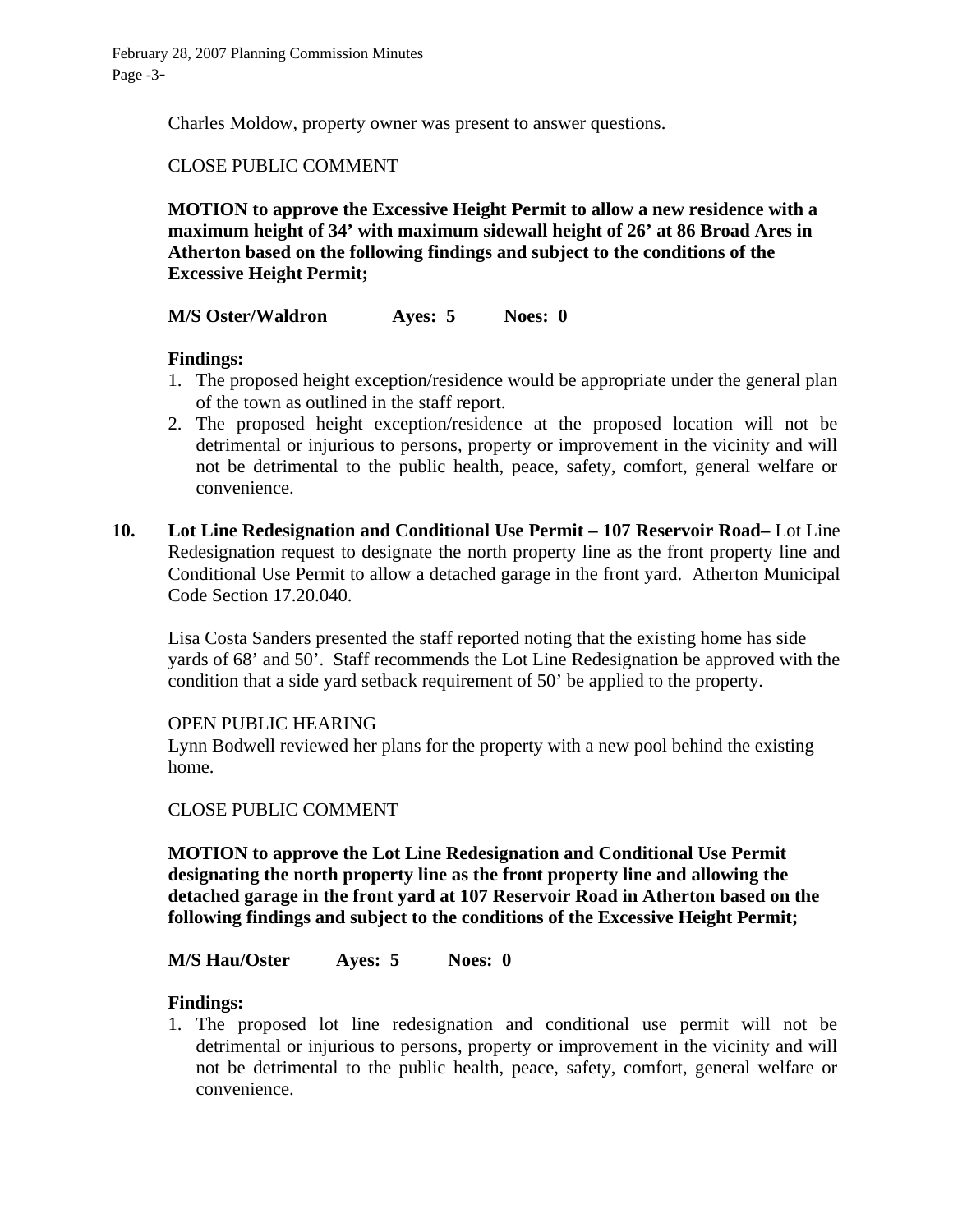Charles Moldow, property owner was present to answer questions.

CLOSE PUBLIC COMMENT

**MOTION to approve the Excessive Height Permit to allow a new residence with a maximum height of 34' with maximum sidewall height of 26' at 86 Broad Ares in Atherton based on the following findings and subject to the conditions of the Excessive Height Permit;**

**M/S Oster/Waldron Ayes: 5 Noes: 0**

**Findings:**

1. The proposed height exception/residence would be appropriate under the general plan of the town as outlined in the staff report.
2. The proposed height exception/residence at the proposed location will not be detrimental or injurious to persons, property or improvement in the vicinity and will not be detrimental to the public health, peace, safety, comfort, general welfare or convenience.

**10. Lot Line Redesignation and Conditional Use Permit – 107 Reservoir Road–** Lot Line Redesignation request to designate the north property line as the front property line and Conditional Use Permit to allow a detached garage in the front yard. Atherton Municipal Code Section 17.20.040.

Lisa Costa Sanders presented the staff reported noting that the existing home has side yards of 68' and 50'. Staff recommends the Lot Line Redesignation be approved with the condition that a side yard setback requirement of 50' be applied to the property.

OPEN PUBLIC HEARING
Lynn Bodwell reviewed her plans for the property with a new pool behind the existing home.

CLOSE PUBLIC COMMENT

**MOTION to approve the Lot Line Redesignation and Conditional Use Permit designating the north property line as the front property line and allowing the detached garage in the front yard at 107 Reservoir Road in Atherton based on the following findings and subject to the conditions of the Excessive Height Permit;**

**M/S Hau/Oster Ayes: 5 Noes: 0**

**Findings:**

1. The proposed lot line redesignation and conditional use permit will not be detrimental or injurious to persons, property or improvement in the vicinity and will not be detrimental to the public health, peace, safety, comfort, general welfare or convenience.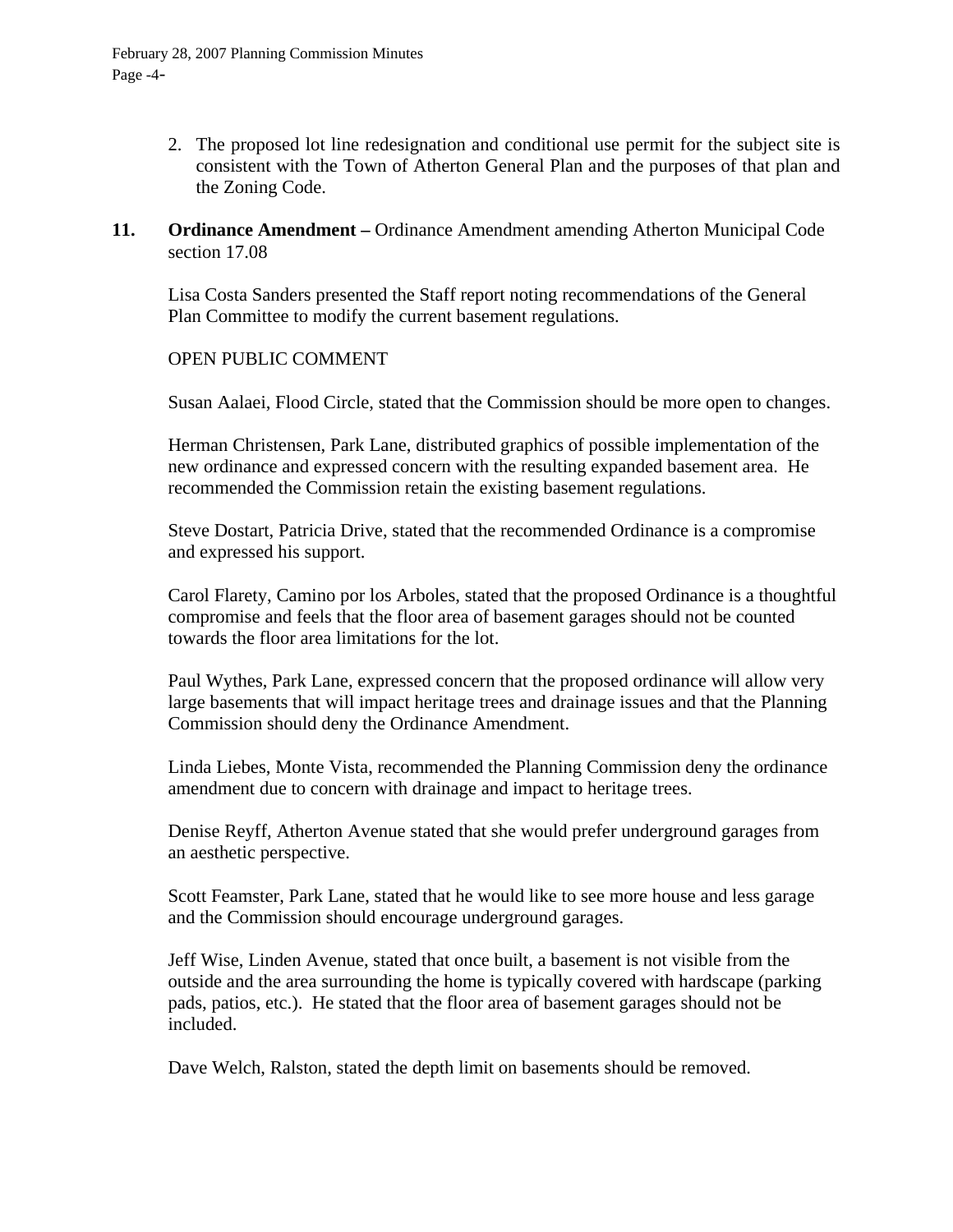2. The proposed lot line redesignation and conditional use permit for the subject site is consistent with the Town of Atherton General Plan and the purposes of that plan and the Zoning Code.

**11. Ordinance Amendment –** Ordinance Amendment amending Atherton Municipal Code section 17.08

Lisa Costa Sanders presented the Staff report noting recommendations of the General Plan Committee to modify the current basement regulations.

OPEN PUBLIC COMMENT

Susan Aalaei, Flood Circle, stated that the Commission should be more open to changes.

Herman Christensen, Park Lane, distributed graphics of possible implementation of the new ordinance and expressed concern with the resulting expanded basement area. He recommended the Commission retain the existing basement regulations.

Steve Dostart, Patricia Drive, stated that the recommended Ordinance is a compromise and expressed his support.

Carol Flarety, Camino por los Arboles, stated that the proposed Ordinance is a thoughtful compromise and feels that the floor area of basement garages should not be counted towards the floor area limitations for the lot.

Paul Wythes, Park Lane, expressed concern that the proposed ordinance will allow very large basements that will impact heritage trees and drainage issues and that the Planning Commission should deny the Ordinance Amendment.

Linda Liebes, Monte Vista, recommended the Planning Commission deny the ordinance amendment due to concern with drainage and impact to heritage trees.

Denise Reyff, Atherton Avenue stated that she would prefer underground garages from an aesthetic perspective.

Scott Feamster, Park Lane, stated that he would like to see more house and less garage and the Commission should encourage underground garages.

Jeff Wise, Linden Avenue, stated that once built, a basement is not visible from the outside and the area surrounding the home is typically covered with hardscape (parking pads, patios, etc.). He stated that the floor area of basement garages should not be included.

Dave Welch, Ralston, stated the depth limit on basements should be removed.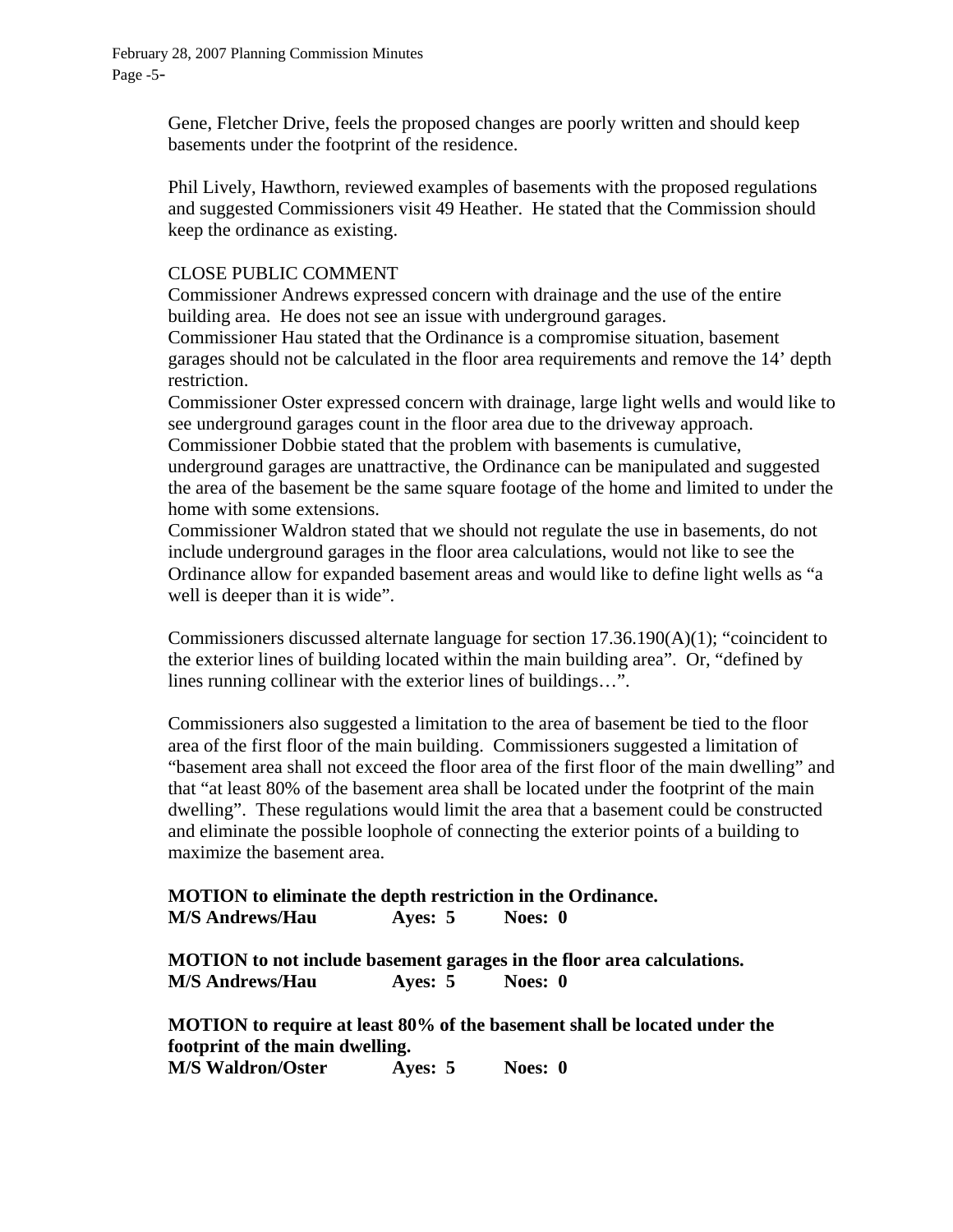Gene, Fletcher Drive, feels the proposed changes are poorly written and should keep basements under the footprint of the residence.

Phil Lively, Hawthorn, reviewed examples of basements with the proposed regulations and suggested Commissioners visit 49 Heather. He stated that the Commission should keep the ordinance as existing.

CLOSE PUBLIC COMMENT

Commissioner Andrews expressed concern with drainage and the use of the entire building area. He does not see an issue with underground garages.

Commissioner Hau stated that the Ordinance is a compromise situation, basement garages should not be calculated in the floor area requirements and remove the 14' depth restriction.

Commissioner Oster expressed concern with drainage, large light wells and would like to see underground garages count in the floor area due to the driveway approach.

Commissioner Dobbie stated that the problem with basements is cumulative, underground garages are unattractive, the Ordinance can be manipulated and suggested the area of the basement be the same square footage of the home and limited to under the home with some extensions.

Commissioner Waldron stated that we should not regulate the use in basements, do not include underground garages in the floor area calculations, would not like to see the Ordinance allow for expanded basement areas and would like to define light wells as "a well is deeper than it is wide".

Commissioners discussed alternate language for section 17.36.190(A)(1); "coincident to the exterior lines of building located within the main building area". Or, "defined by lines running collinear with the exterior lines of buildings…".

Commissioners also suggested a limitation to the area of basement be tied to the floor area of the first floor of the main building. Commissioners suggested a limitation of "basement area shall not exceed the floor area of the first floor of the main dwelling" and that "at least 80% of the basement area shall be located under the footprint of the main dwelling". These regulations would limit the area that a basement could be constructed and eliminate the possible loophole of connecting the exterior points of a building to maximize the basement area.

**MOTION to eliminate the depth restriction in the Ordinance.**
**M/S Andrews/Hau Ayes: 5 Noes: 0**

**MOTION to not include basement garages in the floor area calculations.**
**M/S Andrews/Hau Ayes: 5 Noes: 0**

**MOTION to require at least 80% of the basement shall be located under the footprint of the main dwelling.**
**M/S Waldron/Oster Ayes: 5 Noes: 0**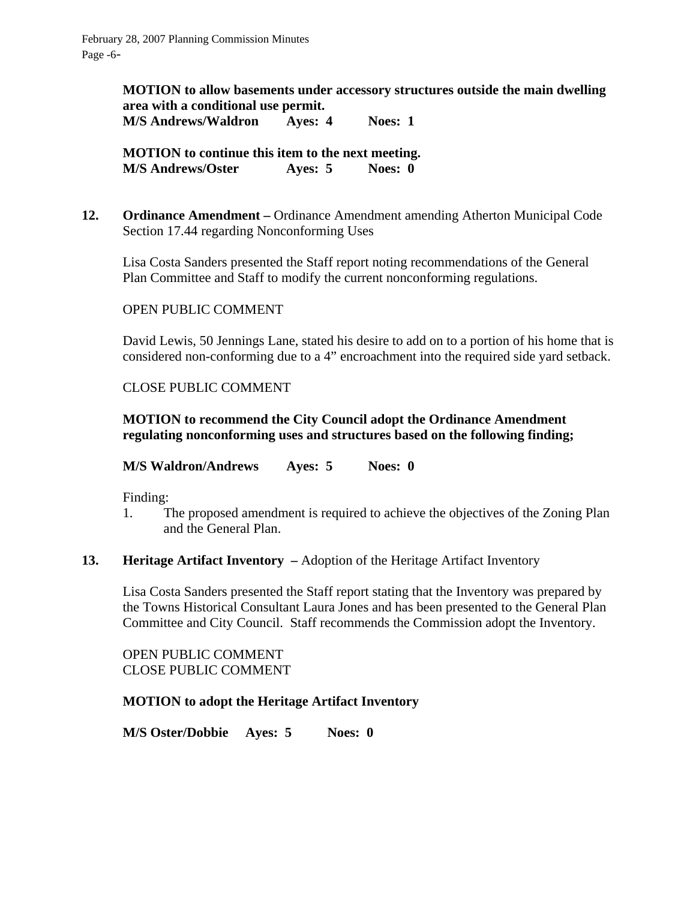**MOTION to allow basements under accessory structures outside the main dwelling area with a conditional use permit.**
**M/S Andrews/Waldron Ayes: 4 Noes: 1**

**MOTION to continue this item to the next meeting.**
**M/S Andrews/Oster Ayes: 5 Noes: 0**

**12. Ordinance Amendment –** Ordinance Amendment amending Atherton Municipal Code Section 17.44 regarding Nonconforming Uses

Lisa Costa Sanders presented the Staff report noting recommendations of the General Plan Committee and Staff to modify the current nonconforming regulations.

OPEN PUBLIC COMMENT

David Lewis, 50 Jennings Lane, stated his desire to add on to a portion of his home that is considered non-conforming due to a 4" encroachment into the required side yard setback.

CLOSE PUBLIC COMMENT

**MOTION to recommend the City Council adopt the Ordinance Amendment regulating nonconforming uses and structures based on the following finding;**

**M/S Waldron/Andrews Ayes: 5 Noes: 0**

Finding:

1. The proposed amendment is required to achieve the objectives of the Zoning Plan and the General Plan.

**13. Heritage Artifact Inventory –** Adoption of the Heritage Artifact Inventory

Lisa Costa Sanders presented the Staff report stating that the Inventory was prepared by the Towns Historical Consultant Laura Jones and has been presented to the General Plan Committee and City Council. Staff recommends the Commission adopt the Inventory.

OPEN PUBLIC COMMENT
CLOSE PUBLIC COMMENT

**MOTION to adopt the Heritage Artifact Inventory**

**M/S Oster/Dobbie Ayes: 5 Noes: 0**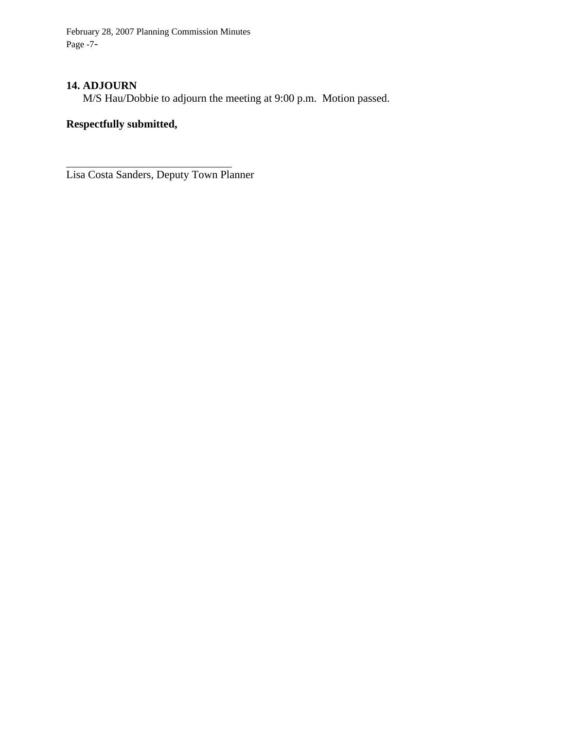**14. ADJOURN**

M/S Hau/Dobbie to adjourn the meeting at 9:00 p.m. Motion passed.

**Respectfully submitted,**

\_\_\_\_\_\_\_\_\_\_\_\_\_\_\_\_\_\_\_\_\_\_\_\_\_\_\_\_\_\_\_\_

Lisa Costa Sanders, Deputy Town Planner